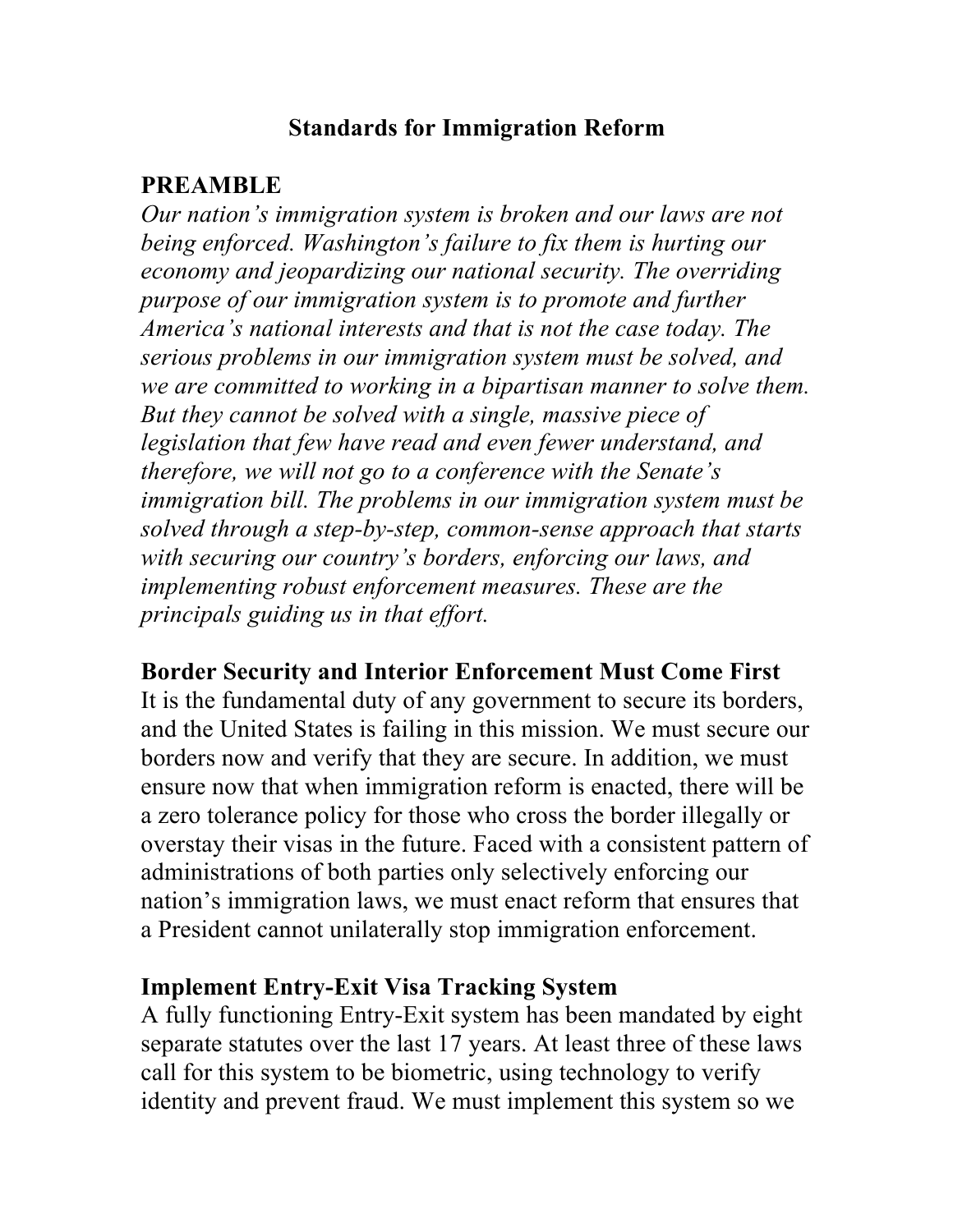# Standards for Immigration Reform

## PREAMBLE

*Our nation's immigration system is broken and our laws are not being enforced. Washington's failure to fix them is hurting our economy and jeopardizing our national security. The overriding purpose of our immigration system is to promote and further America's national interests and that is not the case today. The serious problems in our immigration system must be solved, and we are committed to working in a bipartisan manner to solve them. But they cannot be solved with a single, massive piece of legislation that few have read and even fewer understand, and therefore, we will not go to a conference with the Senate's immigration bill. The problems in our immigration system must be solved through a step-by-step, common-sense approach that starts with securing our country's borders, enforcing our laws, and implementing robust enforcement measures. These are the principals guiding us in that effort.*

## Border Security and Interior Enforcement Must Come First

It is the fundamental duty of any government to secure its borders, and the United States is failing in this mission. We must secure our borders now and verify that they are secure. In addition, we must ensure now that when immigration reform is enacted, there will be a zero tolerance policy for those who cross the border illegally or overstay their visas in the future. Faced with a consistent pattern of administrations of both parties only selectively enforcing our nation's immigration laws, we must enact reform that ensures that a President cannot unilaterally stop immigration enforcement.

## Implement Entry-Exit Visa Tracking System

A fully functioning Entry-Exit system has been mandated by eight separate statutes over the last 17 years. At least three of these laws call for this system to be biometric, using technology to verify identity and prevent fraud. We must implement this system so we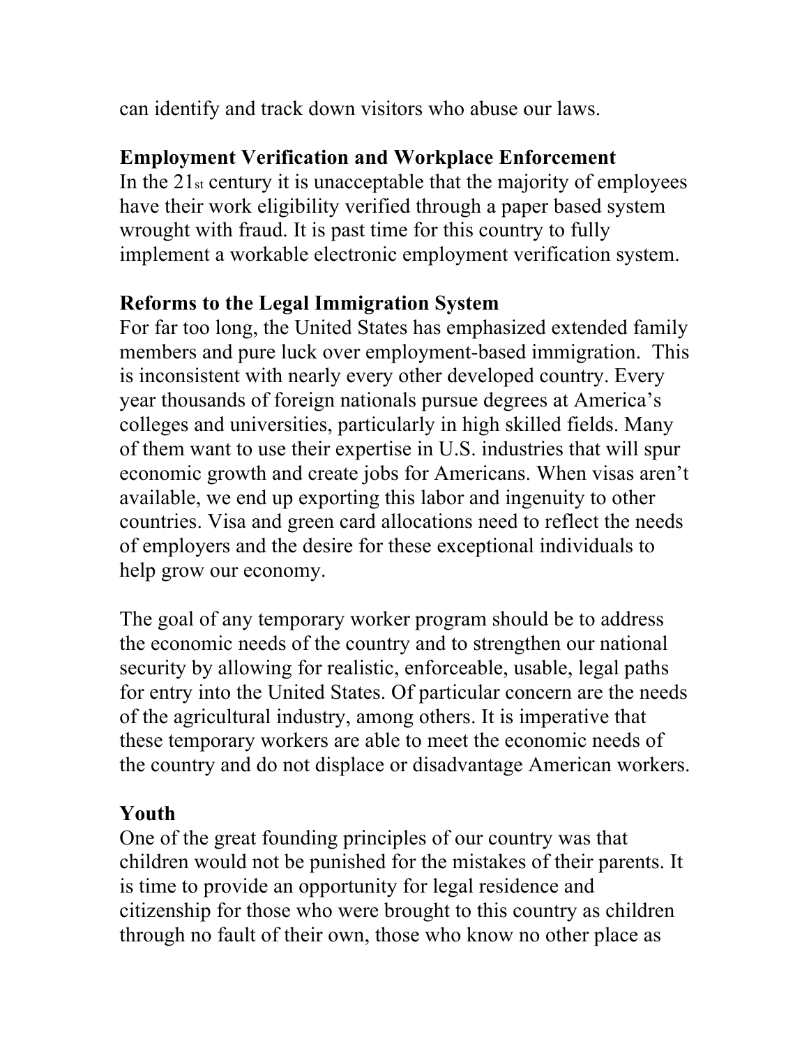can identify and track down visitors who abuse our laws.

**Employment Verification and Workplace Enforcement**

In the 21st century it is unacceptable that the majority of employees have their work eligibility verified through a paper based system wrought with fraud. It is past time for this country to fully implement a workable electronic employment verification system.

**Reforms to the Legal Immigration System**

For far too long, the United States has emphasized extended family members and pure luck over employment-based immigration. This is inconsistent with nearly every other developed country. Every year thousands of foreign nationals pursue degrees at America's colleges and universities, particularly in high skilled fields. Many of them want to use their expertise in U.S. industries that will spur economic growth and create jobs for Americans. When visas aren't available, we end up exporting this labor and ingenuity to other countries. Visa and green card allocations need to reflect the needs of employers and the desire for these exceptional individuals to help grow our economy.

The goal of any temporary worker program should be to address the economic needs of the country and to strengthen our national security by allowing for realistic, enforceable, usable, legal paths for entry into the United States. Of particular concern are the needs of the agricultural industry, among others. It is imperative that these temporary workers are able to meet the economic needs of the country and do not displace or disadvantage American workers.

**Youth**

One of the great founding principles of our country was that children would not be punished for the mistakes of their parents. It is time to provide an opportunity for legal residence and citizenship for those who were brought to this country as children through no fault of their own, those who know no other place as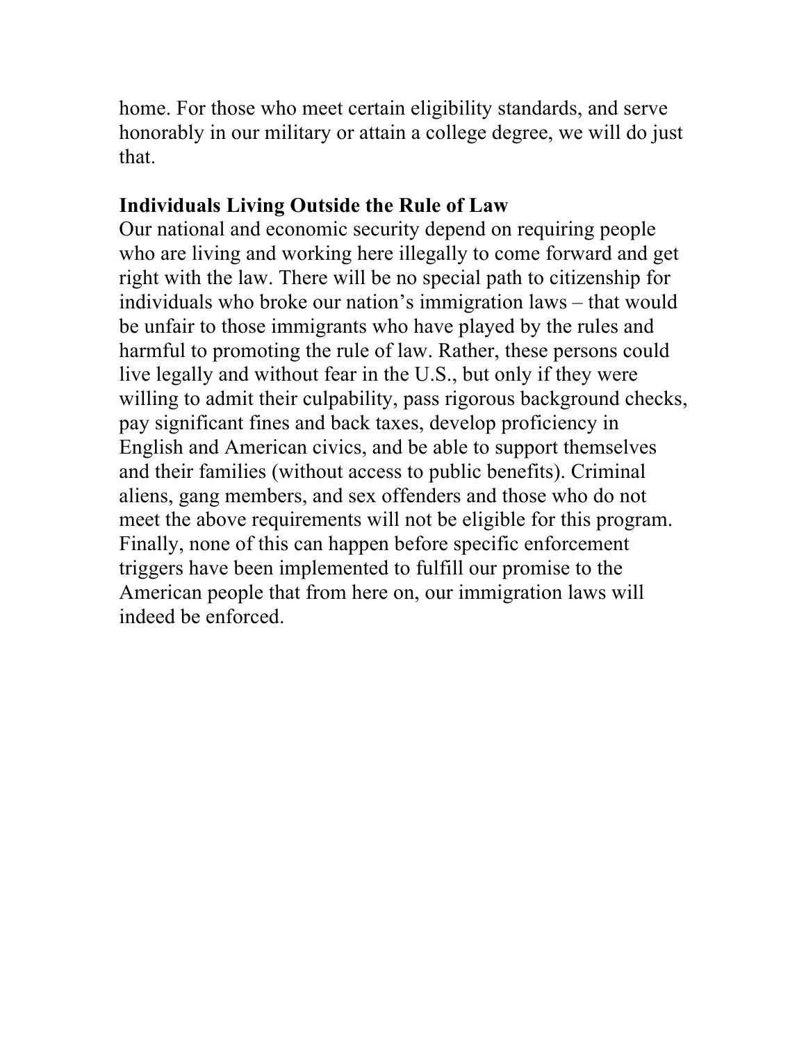home. For those who meet certain eligibility standards, and serve honorably in our military or attain a college degree, we will do just that.

**Individuals Living Outside the Rule of Law**

Our national and economic security depend on requiring people who are living and working here illegally to come forward and get right with the law. There will be no special path to citizenship for individuals who broke our nation's immigration laws – that would be unfair to those immigrants who have played by the rules and harmful to promoting the rule of law. Rather, these persons could live legally and without fear in the U.S., but only if they were willing to admit their culpability, pass rigorous background checks, pay significant fines and back taxes, develop proficiency in English and American civics, and be able to support themselves and their families (without access to public benefits). Criminal aliens, gang members, and sex offenders and those who do not meet the above requirements will not be eligible for this program. Finally, none of this can happen before specific enforcement triggers have been implemented to fulfill our promise to the American people that from here on, our immigration laws will indeed be enforced.